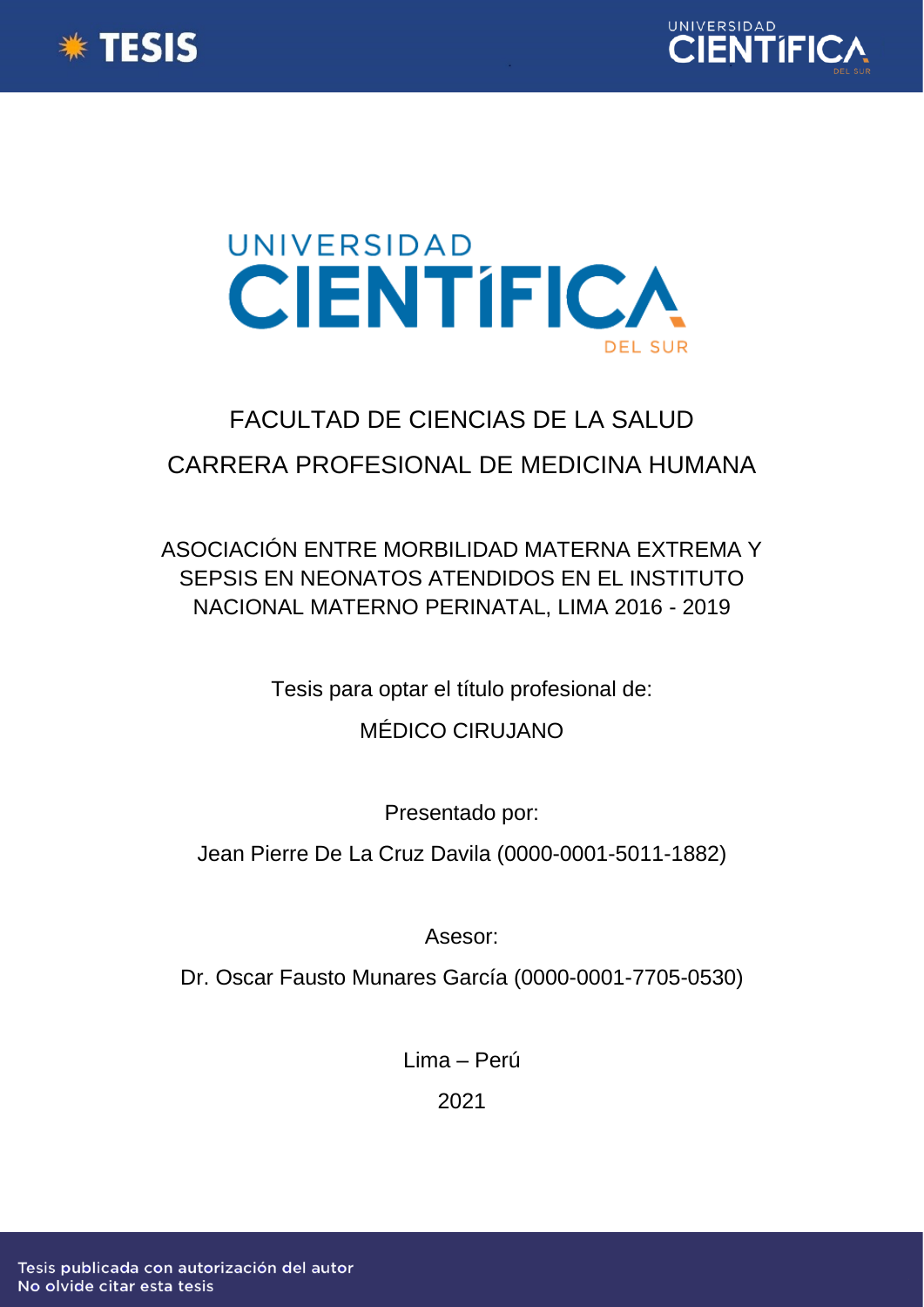# FACULTAD DE CIENCIAS DE LA SALUD

## CARRERA PROFESIONAL DE MEDICINA HUMANA

### ASOCIACIÓN ENTRE MORBILIDAD MATERNA EXTREMA Y SEPSIS EN NEONATOS ATENDIDOS EN EL INSTITUTO NACIONAL MATERNO PERINATAL, LIMA 2016 - 2019

Tesis para optar el título profesional de:

MÉDICO CIRUJANO

Presentado por:

Jean Pierre De La Cruz Davila (0000-0001-5011-1882)

Asesor:

Dr. Oscar Fausto Munares García (0000-0001-7705-0530)

Lima – Perú

2021

Tesis publicada con autorización del autor
No olvide citar esta tesis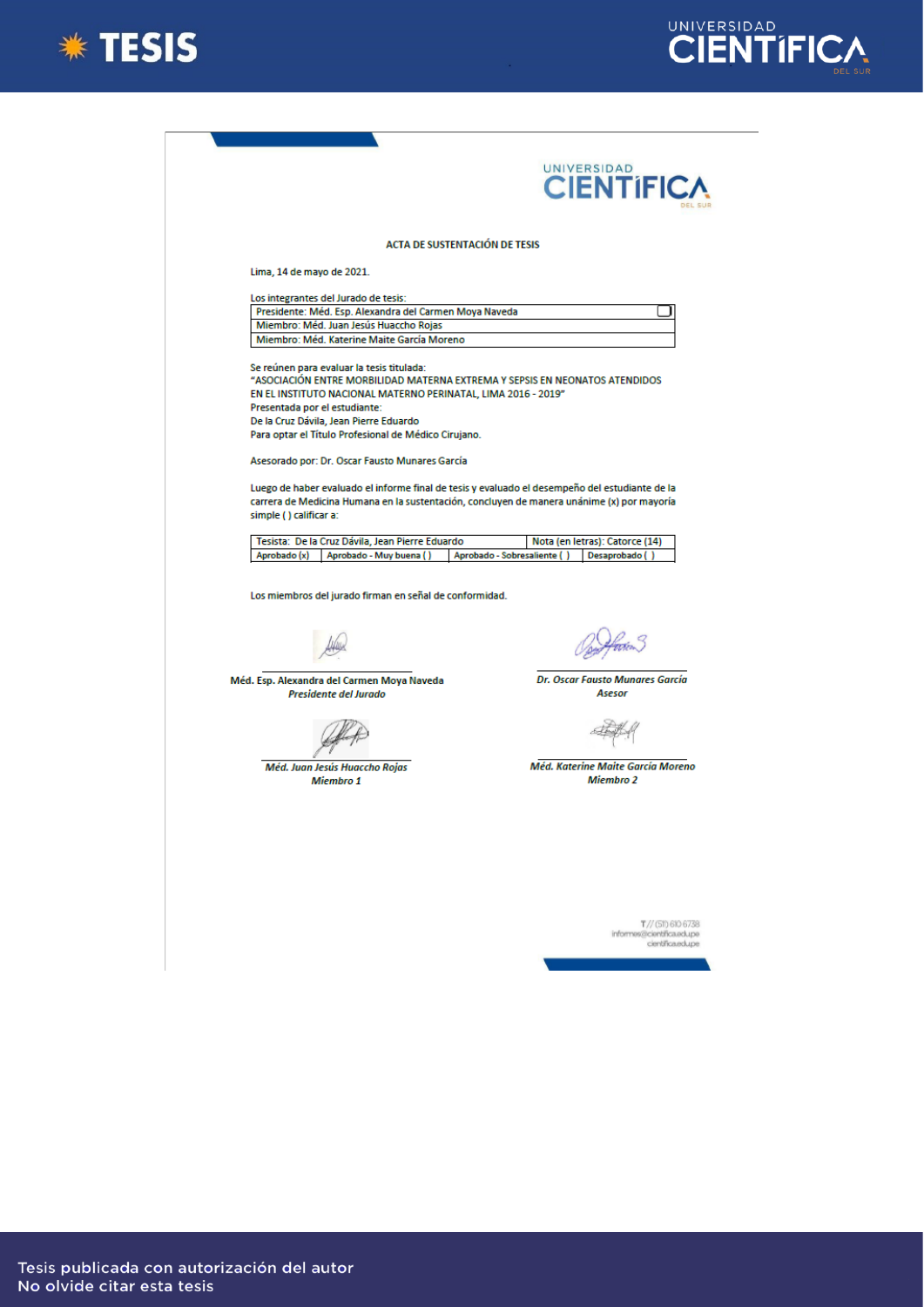# ACTA DE SUSTENTACIÓN DE TESIS

Lima, 14 de mayo de 2021.

Los integrantes del Jurado de tesis:

| |
|---|
| Presidente: Méd. Esp. Alexandra del Carmen Moya Naveda |
| Miembro: Méd. Juan Jesús Huaccho Rojas |
| Miembro: Méd. Katerine Maite García Moreno |

Se reúnen para evaluar la tesis titulada:
"ASOCIACIÓN ENTRE MORBILIDAD MATERNA EXTREMA Y SEPSIS EN NEONATOS ATENDIDOS EN EL INSTITUTO NACIONAL MATERNO PERINATAL, LIMA 2016 - 2019"
Presentada por el estudiante:
De la Cruz Dávila, Jean Pierre Eduardo
Para optar el Título Profesional de Médico Cirujano.

Asesorado por: Dr. Oscar Fausto Munares García

Luego de haber evaluado el informe final de tesis y evaluado el desempeño del estudiante de la carrera de Medicina Humana en la sustentación, concluyen de manera unánime (x) por mayoría simple ( ) calificar a:

| Tesista: De la Cruz Dávila, Jean Pierre Eduardo | | | Nota (en letras): Catorce (14) |
|---|---|---|---|
| Aprobado (x) | Aprobado - Muy buena ( ) | Aprobado - Sobresaliente ( ) | Desaprobado ( ) |

Los miembros del jurado firman en señal de conformidad.

**Méd. Esp. Alexandra del Carmen Moya Naveda**
***Presidente del Jurado***

***Dr. Oscar Fausto Munares García***
***Asesor***

***Méd. Juan Jesús Huaccho Rojas***
***Miembro 1***

***Méd. Katerine Maite García Moreno***
***Miembro 2***

T // (511) 610 6738
informes@cientifica.edu.pe
cientifica.edu.pe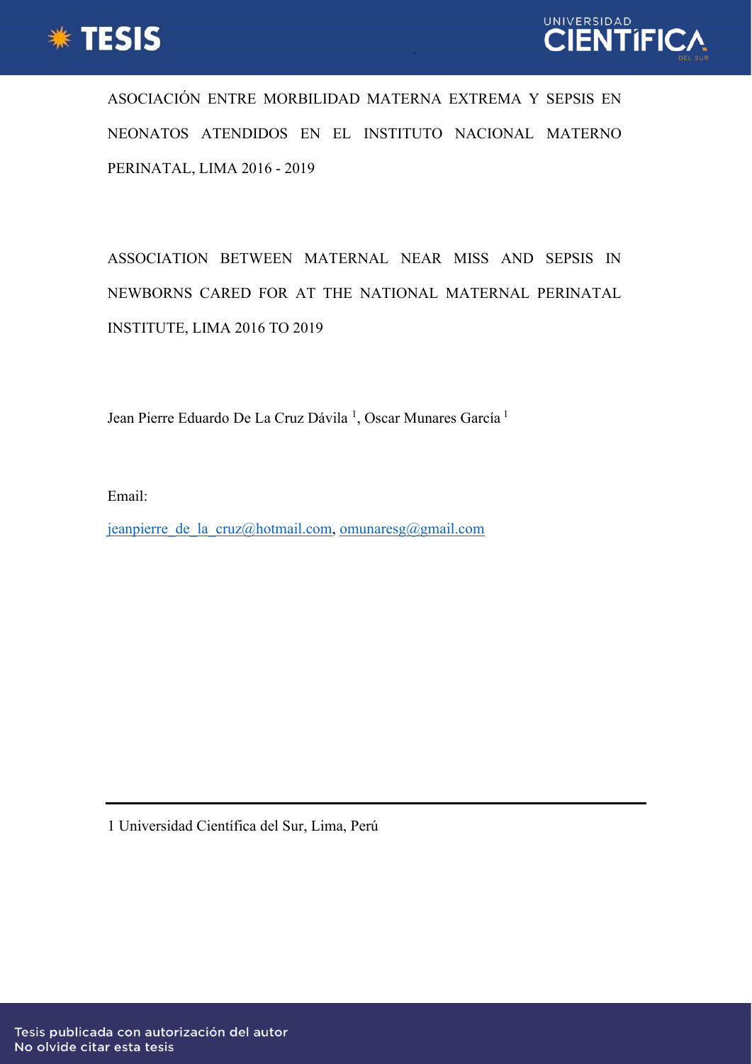ASOCIACIÓN ENTRE MORBILIDAD MATERNA EXTREMA Y SEPSIS EN NEONATOS ATENDIDOS EN EL INSTITUTO NACIONAL MATERNO PERINATAL, LIMA 2016 - 2019

ASSOCIATION BETWEEN MATERNAL NEAR MISS AND SEPSIS IN NEWBORNS CARED FOR AT THE NATIONAL MATERNAL PERINATAL INSTITUTE, LIMA 2016 TO 2019

Jean Pierre Eduardo De La Cruz Dávila [1], Oscar Munares García [1]

Email:

jeanpierre_de_la_cruz@hotmail.com, omunaresg@gmail.com

1 Universidad Científica del Sur, Lima, Perú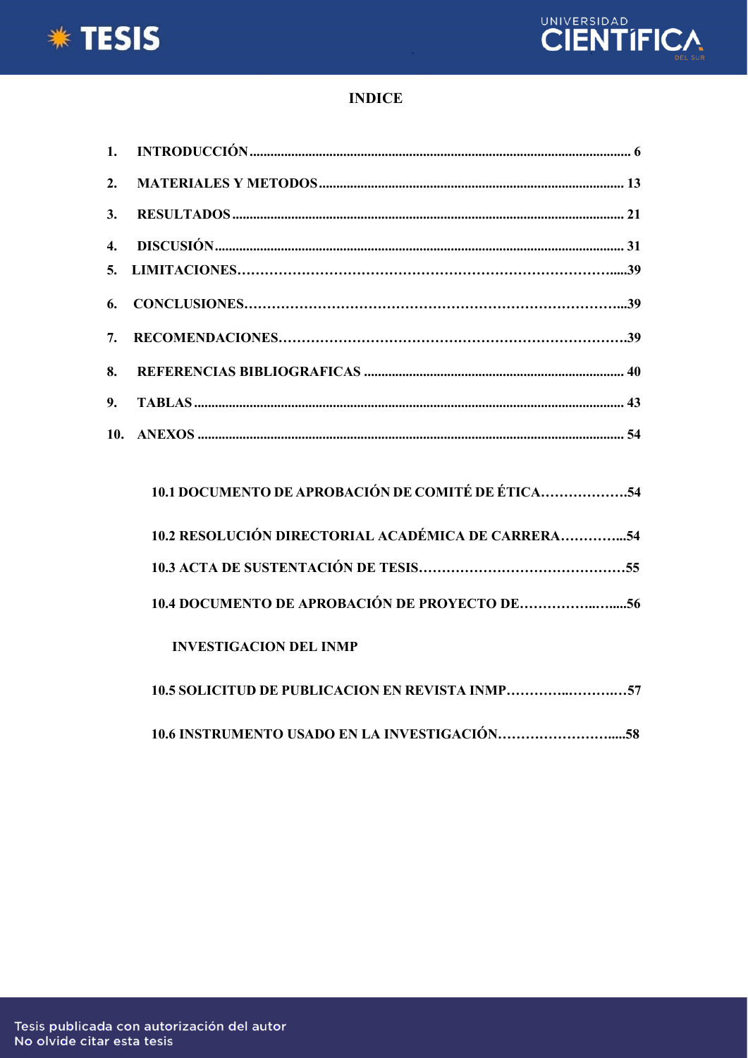# INDICE

1. **INTRODUCCIÓN** ........................................................................................................ 6
2. **MATERIALES Y METODOS** ....................................................................................... 13
3. **RESULTADOS** ............................................................................................................ 21
4. **DISCUSIÓN** ................................................................................................................ 31
5. **LIMITACIONES**……………………………………………………………………....39
6. **CONCLUSIONES**……………………………………………………………………...39
7. **RECOMENDACIONES**…………………………………………………………….….39
8. **REFERENCIAS BIBLIOGRAFICAS** ........................................................................ 40
9. **TABLAS** ...................................................................................................................... 43
10. **ANEXOS** ..................................................................................................................... 54

**10.1 DOCUMENTO DE APROBACIÓN DE COMITÉ DE ÉTICA……………….54**

**10.2 RESOLUCIÓN DIRECTORIAL ACADÉMICA DE CARRERA…………...54**

**10.3 ACTA DE SUSTENTACIÓN DE TESIS………………………………………55**

**10.4 DOCUMENTO DE APROBACIÓN DE PROYECTO DE……………..…....56**

**INVESTIGACION DEL INMP**

**10.5 SOLICITUD DE PUBLICACION EN REVISTA INMP………..……….…57**

**10.6 INSTRUMENTO USADO EN LA INVESTIGACIÓN……………………….....58**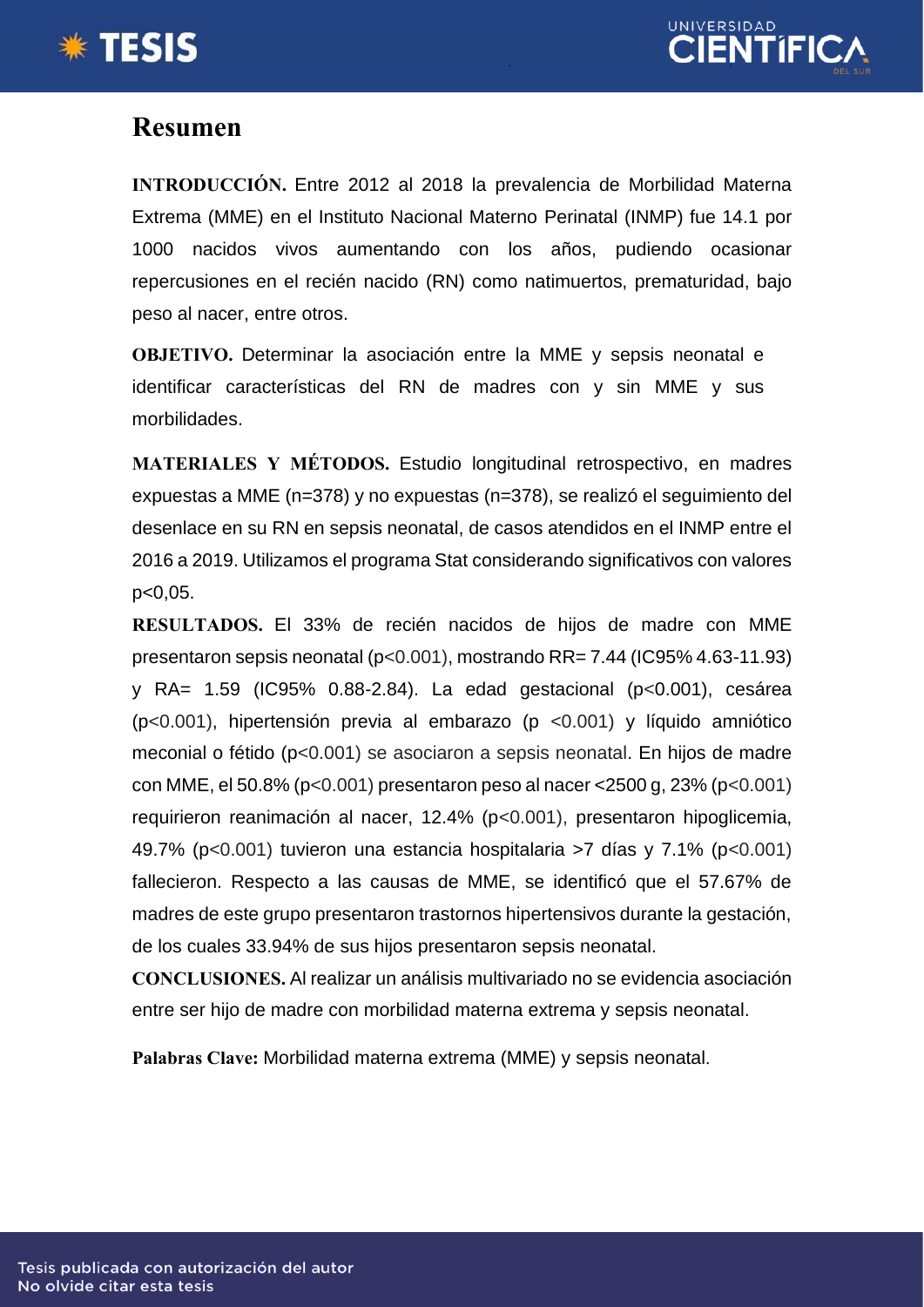# Resumen

**INTRODUCCIÓN.** Entre 2012 al 2018 la prevalencia de Morbilidad Materna Extrema (MME) en el Instituto Nacional Materno Perinatal (INMP) fue 14.1 por 1000 nacidos vivos aumentando con los años, pudiendo ocasionar repercusiones en el recién nacido (RN) como natimuertos, prematuridad, bajo peso al nacer, entre otros.

**OBJETIVO.** Determinar la asociación entre la MME y sepsis neonatal e identificar características del RN de madres con y sin MME y sus morbilidades.

**MATERIALES Y MÉTODOS.** Estudio longitudinal retrospectivo, en madres expuestas a MME (n=378) y no expuestas (n=378), se realizó el seguimiento del desenlace en su RN en sepsis neonatal, de casos atendidos en el INMP entre el 2016 a 2019. Utilizamos el programa Stat considerando significativos con valores $p<0,05$.

**RESULTADOS.** El 33% de recién nacidos de hijos de madre con MME presentaron sepsis neonatal ($p<0.001$), mostrando RR= 7.44 (IC95% 4.63-11.93) y RA= 1.59 (IC95% 0.88-2.84). La edad gestacional ($p<0.001$), cesárea ($p<0.001$), hipertensión previa al embarazo ($p<0.001$) y líquido amniótico meconial o fétido ($p<0.001$) se asociaron a sepsis neonatal. En hijos de madre con MME, el 50.8% ($p<0.001$) presentaron peso al nacer <2500 g, 23% ($p<0.001$) requirieron reanimación al nacer, 12.4% ($p<0.001$), presentaron hipoglicemia, 49.7% ($p<0.001$) tuvieron una estancia hospitalaria >7 días y 7.1% ($p<0.001$) fallecieron. Respecto a las causas de MME, se identificó que el 57.67% de madres de este grupo presentaron trastornos hipertensivos durante la gestación, de los cuales 33.94% de sus hijos presentaron sepsis neonatal.

**CONCLUSIONES.** Al realizar un análisis multivariado no se evidencia asociación entre ser hijo de madre con morbilidad materna extrema y sepsis neonatal.

**Palabras Clave:** Morbilidad materna extrema (MME) y sepsis neonatal.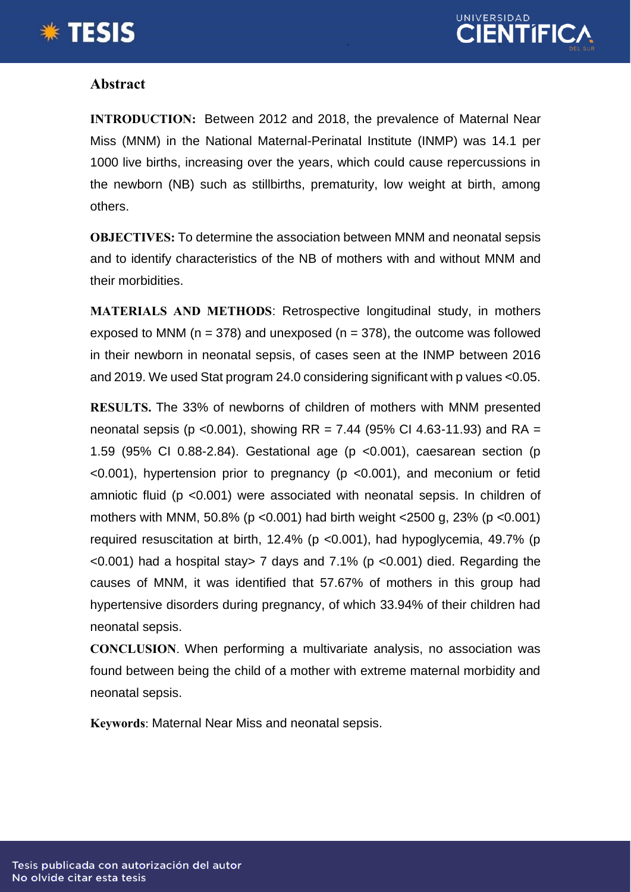## Abstract

**INTRODUCTION:** Between 2012 and 2018, the prevalence of Maternal Near Miss (MNM) in the National Maternal-Perinatal Institute (INMP) was 14.1 per 1000 live births, increasing over the years, which could cause repercussions in the newborn (NB) such as stillbirths, prematurity, low weight at birth, among others.

**OBJECTIVES:** To determine the association between MNM and neonatal sepsis and to identify characteristics of the NB of mothers with and without MNM and their morbidities.

**MATERIALS AND METHODS**: Retrospective longitudinal study, in mothers exposed to MNM (n = 378) and unexposed (n = 378), the outcome was followed in their newborn in neonatal sepsis, of cases seen at the INMP between 2016 and 2019. We used Stat program 24.0 considering significant with p values <0.05.

**RESULTS.** The 33% of newborns of children of mothers with MNM presented neonatal sepsis (p <0.001), showing RR = 7.44 (95% CI 4.63-11.93) and RA = 1.59 (95% CI 0.88-2.84). Gestational age (p <0.001), caesarean section (p <0.001), hypertension prior to pregnancy (p <0.001), and meconium or fetid amniotic fluid (p <0.001) were associated with neonatal sepsis. In children of mothers with MNM, 50.8% (p <0.001) had birth weight <2500 g, 23% (p <0.001) required resuscitation at birth, 12.4% (p <0.001), had hypoglycemia, 49.7% (p <0.001) had a hospital stay> 7 days and 7.1% (p <0.001) died. Regarding the causes of MNM, it was identified that 57.67% of mothers in this group had hypertensive disorders during pregnancy, of which 33.94% of their children had neonatal sepsis.

**CONCLUSION**. When performing a multivariate analysis, no association was found between being the child of a mother with extreme maternal morbidity and neonatal sepsis.

**Keywords**: Maternal Near Miss and neonatal sepsis.